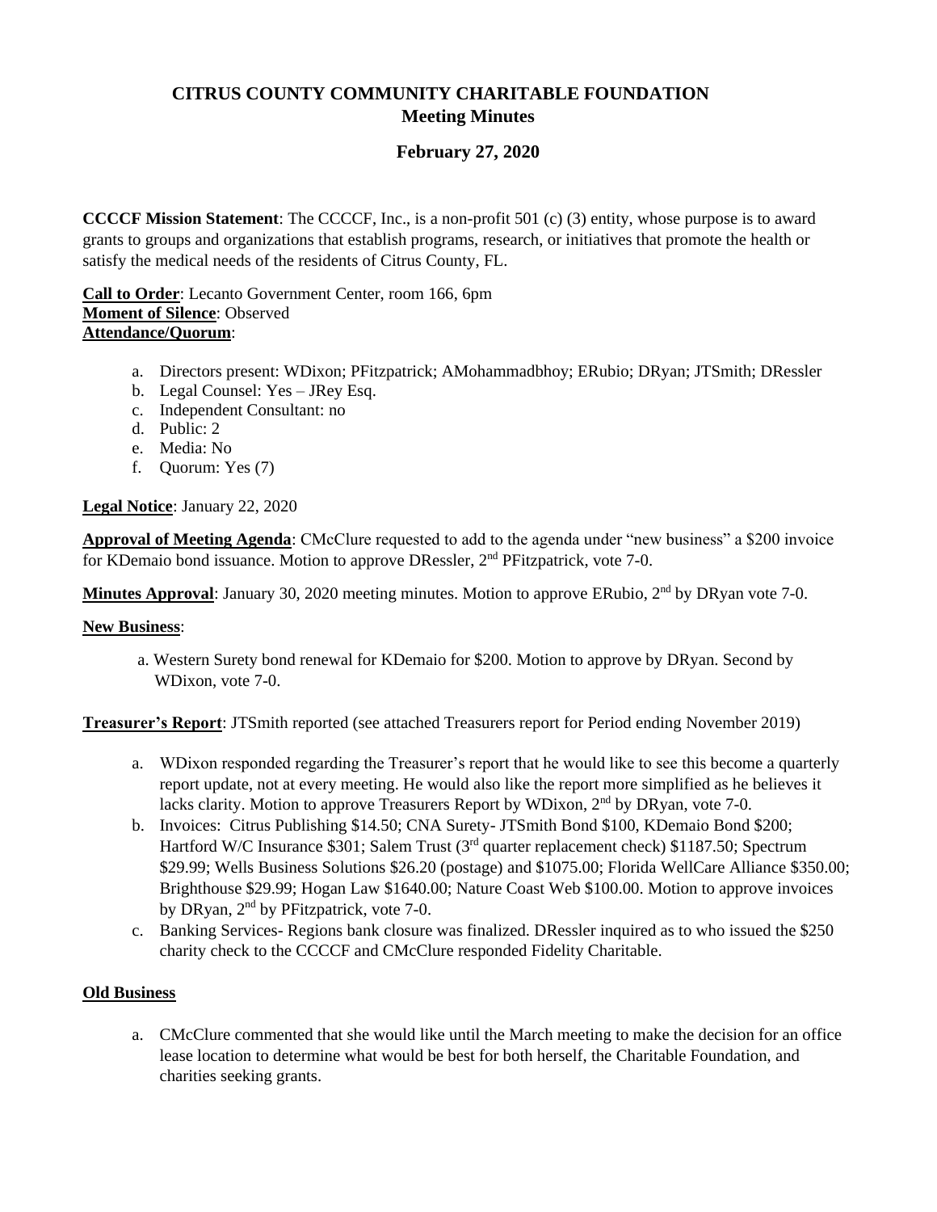# CITRUS COUNTY COMMUNITY CHARITABLE FOUNDATION
## Meeting Minutes

### February 27, 2020

**CCCCF Mission Statement**: The CCCCF, Inc., is a non-profit 501 (c) (3) entity, whose purpose is to award grants to groups and organizations that establish programs, research, or initiatives that promote the health or satisfy the medical needs of the residents of Citrus County, FL.

**Call to Order**: Lecanto Government Center, room 166, 6pm
**Moment of Silence**: Observed
**Attendance/Quorum**:

a. Directors present: WDixon; PFitzpatrick; AMohammadbhoy; ERubio; DRyan; JTSmith; DRessler
b. Legal Counsel: Yes – JRey Esq.
c. Independent Consultant: no
d. Public: 2
e. Media: No
f. Quorum: Yes (7)

**Legal Notice**: January 22, 2020

**Approval of Meeting Agenda**: CMcClure requested to add to the agenda under "new business" a $200 invoice for KDemaio bond issuance. Motion to approve DRessler, 2nd PFitzpatrick, vote 7-0.

**Minutes Approval**: January 30, 2020 meeting minutes. Motion to approve ERubio, 2nd by DRyan vote 7-0.

**New Business**:

a. Western Surety bond renewal for KDemaio for $200. Motion to approve by DRyan. Second by WDixon, vote 7-0.

**Treasurer's Report**: JTSmith reported (see attached Treasurers report for Period ending November 2019)

a. WDixon responded regarding the Treasurer's report that he would like to see this become a quarterly report update, not at every meeting. He would also like the report more simplified as he believes it lacks clarity. Motion to approve Treasurers Report by WDixon, 2nd by DRyan, vote 7-0.
b. Invoices: Citrus Publishing $14.50; CNA Surety- JTSmith Bond $100, KDemaio Bond $200; Hartford W/C Insurance $301; Salem Trust (3rd quarter replacement check) $1187.50; Spectrum $29.99; Wells Business Solutions $26.20 (postage) and $1075.00; Florida WellCare Alliance $350.00; Brighthouse $29.99; Hogan Law $1640.00; Nature Coast Web $100.00. Motion to approve invoices by DRyan, 2nd by PFitzpatrick, vote 7-0.
c. Banking Services- Regions bank closure was finalized. DRessler inquired as to who issued the $250 charity check to the CCCCF and CMcClure responded Fidelity Charitable.

**Old Business**

a. CMcClure commented that she would like until the March meeting to make the decision for an office lease location to determine what would be best for both herself, the Charitable Foundation, and charities seeking grants.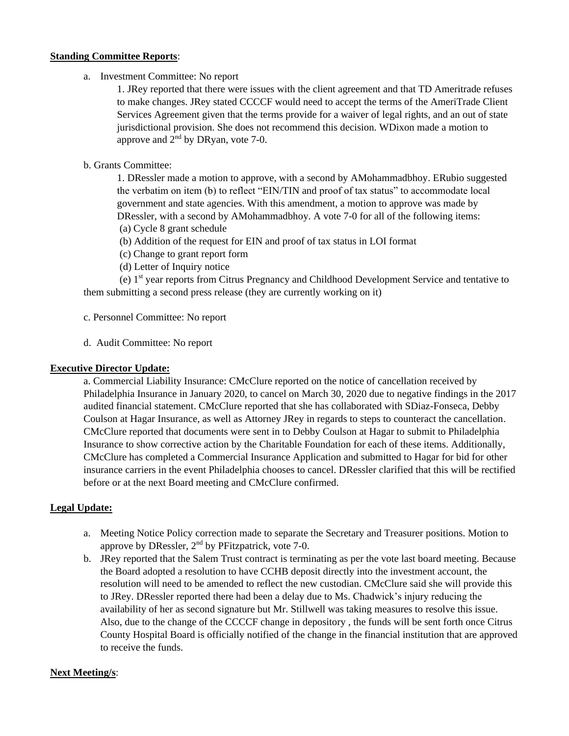**Standing Committee Reports**:

a. Investment Committee: No report

1. JRey reported that there were issues with the client agreement and that TD Ameritrade refuses to make changes. JRey stated CCCCF would need to accept the terms of the AmeriTrade Client Services Agreement given that the terms provide for a waiver of legal rights, and an out of state jurisdictional provision. She does not recommend this decision. WDixon made a motion to approve and 2nd by DRyan, vote 7-0.

b. Grants Committee:

1. DRessler made a motion to approve, with a second by AMohammadbhoy. ERubio suggested the verbatim on item (b) to reflect "EIN/TIN and proof of tax status" to accommodate local government and state agencies. With this amendment, a motion to approve was made by DRessler, with a second by AMohammadbhoy. A vote 7-0 for all of the following items:
(a) Cycle 8 grant schedule
(b) Addition of the request for EIN and proof of tax status in LOI format
(c) Change to grant report form
(d) Letter of Inquiry notice
(e) 1st year reports from Citrus Pregnancy and Childhood Development Service and tentative to them submitting a second press release (they are currently working on it)

c. Personnel Committee: No report

d. Audit Committee: No report

**Executive Director Update:**

a. Commercial Liability Insurance: CMcClure reported on the notice of cancellation received by Philadelphia Insurance in January 2020, to cancel on March 30, 2020 due to negative findings in the 2017 audited financial statement. CMcClure reported that she has collaborated with SDiaz-Fonseca, Debby Coulson at Hagar Insurance, as well as Attorney JRey in regards to steps to counteract the cancellation. CMcClure reported that documents were sent in to Debby Coulson at Hagar to submit to Philadelphia Insurance to show corrective action by the Charitable Foundation for each of these items. Additionally, CMcClure has completed a Commercial Insurance Application and submitted to Hagar for bid for other insurance carriers in the event Philadelphia chooses to cancel. DRessler clarified that this will be rectified before or at the next Board meeting and CMcClure confirmed.

**Legal Update:**

a. Meeting Notice Policy correction made to separate the Secretary and Treasurer positions. Motion to approve by DRessler, 2nd by PFitzpatrick, vote 7-0.
b. JRey reported that the Salem Trust contract is terminating as per the vote last board meeting. Because the Board adopted a resolution to have CCHB deposit directly into the investment account, the resolution will need to be amended to reflect the new custodian. CMcClure said she will provide this to JRey. DRessler reported there had been a delay due to Ms. Chadwick's injury reducing the availability of her as second signature but Mr. Stillwell was taking measures to resolve this issue. Also, due to the change of the CCCCF change in depository , the funds will be sent forth once Citrus County Hospital Board is officially notified of the change in the financial institution that are approved to receive the funds.

**Next Meeting/s**: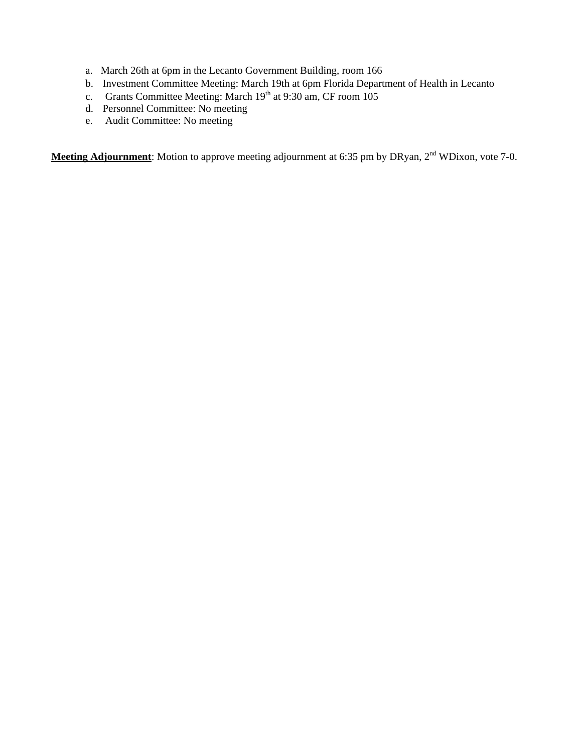a. March 26th at 6pm in the Lecanto Government Building, room 166
b. Investment Committee Meeting: March 19th at 6pm Florida Department of Health in Lecanto
c. Grants Committee Meeting: March 19th at 9:30 am, CF room 105
d. Personnel Committee: No meeting
e. Audit Committee: No meeting

**Meeting Adjournment**: Motion to approve meeting adjournment at 6:35 pm by DRyan, 2nd WDixon, vote 7-0.